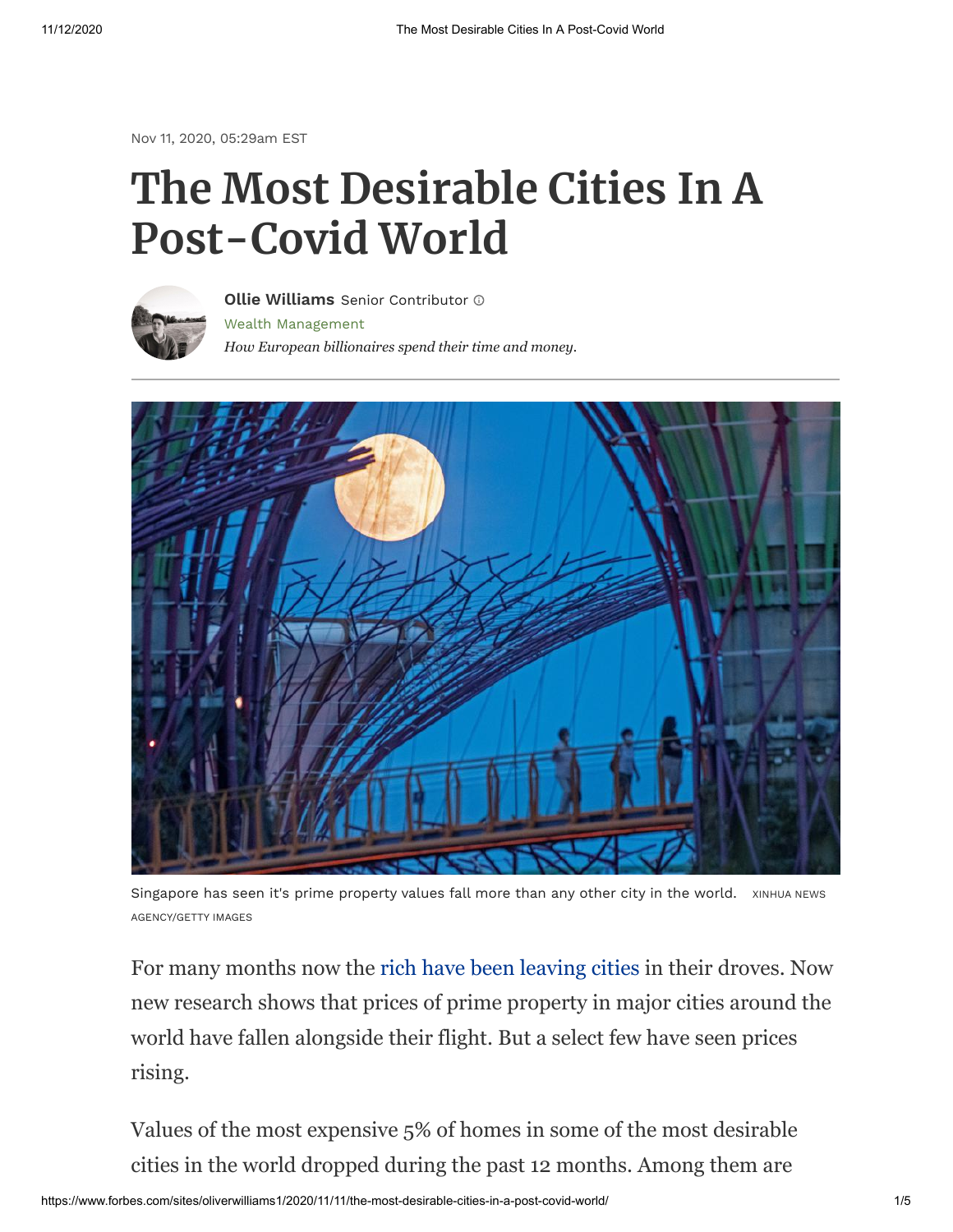Nov 11, 2020, 05:29am EST

# The Most Desirable Cities In A Post-Covid World

**Ollie Williams** Senior Contributor

Wealth Management

*How European billionaires spend their time and money.*

Singapore has seen it's prime property values fall more than any other city in the world. XINHUA NEWS AGENCY/GETTY IMAGES

For many months now the rich have been leaving cities in their droves. Now new research shows that prices of prime property in major cities around the world have fallen alongside their flight. But a select few have seen prices rising.

Values of the most expensive 5% of homes in some of the most desirable cities in the world dropped during the past 12 months. Among them are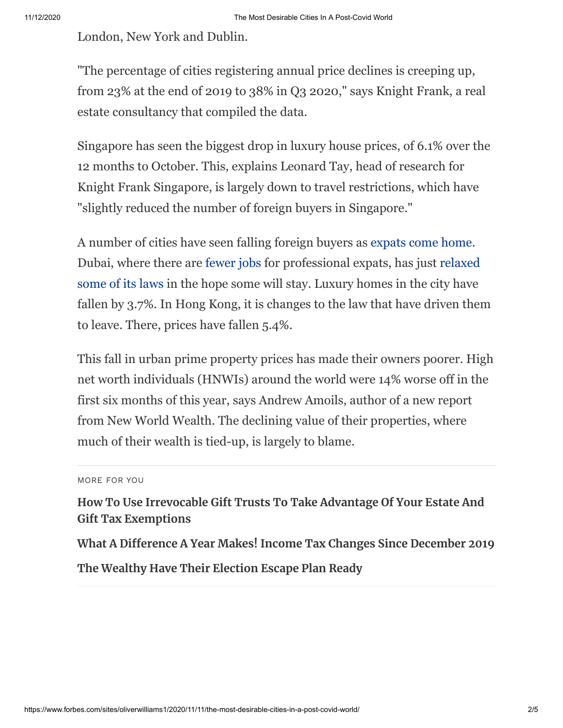London, New York and Dublin.

"The percentage of cities registering annual price declines is creeping up, from 23% at the end of 2019 to 38% in Q3 2020," says Knight Frank, a real estate consultancy that compiled the data.

Singapore has seen the biggest drop in luxury house prices, of 6.1% over the 12 months to October. This, explains Leonard Tay, head of research for Knight Frank Singapore, is largely down to travel restrictions, which have "slightly reduced the number of foreign buyers in Singapore."

A number of cities have seen falling foreign buyers as expats come home. Dubai, where there are fewer jobs for professional expats, has just relaxed some of its laws in the hope some will stay. Luxury homes in the city have fallen by 3.7%. In Hong Kong, it is changes to the law that have driven them to leave. There, prices have fallen 5.4%.

This fall in urban prime property prices has made their owners poorer. High net worth individuals (HNWIs) around the world were 14% worse off in the first six months of this year, says Andrew Amoils, author of a new report from New World Wealth. The declining value of their properties, where much of their wealth is tied-up, is largely to blame.

MORE FOR YOU

**How To Use Irrevocable Gift Trusts To Take Advantage Of Your Estate And Gift Tax Exemptions**

**What A Difference A Year Makes! Income Tax Changes Since December 2019**

**The Wealthy Have Their Election Escape Plan Ready**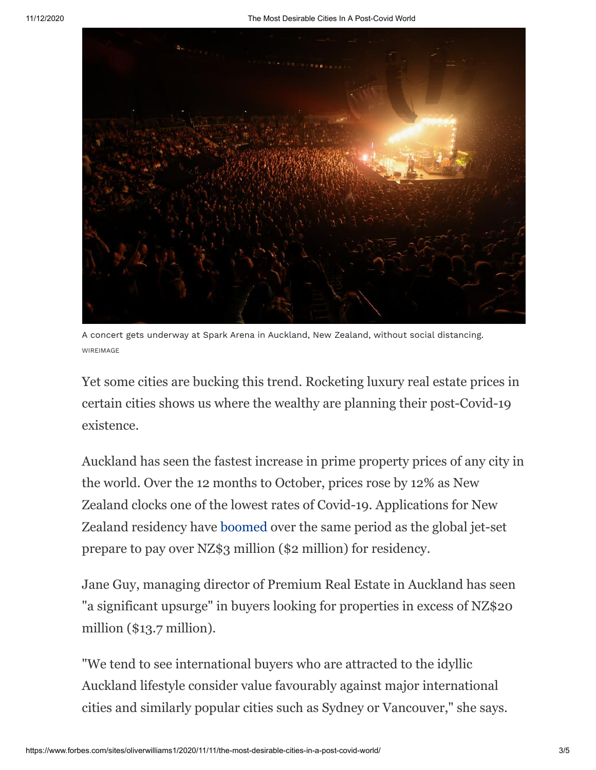A concert gets underway at Spark Arena in Auckland, New Zealand, without social distancing.
WIREIMAGE

Yet some cities are bucking this trend. Rocketing luxury real estate prices in certain cities shows us where the wealthy are planning their post-Covid-19 existence.

Auckland has seen the fastest increase in prime property prices of any city in the world. Over the 12 months to October, prices rose by 12% as New Zealand clocks one of the lowest rates of Covid-19. Applications for New Zealand residency have boomed over the same period as the global jet-set prepare to pay over NZ$3 million ($2 million) for residency.

Jane Guy, managing director of Premium Real Estate in Auckland has seen "a significant upsurge" in buyers looking for properties in excess of NZ$20 million ($13.7 million).

"We tend to see international buyers who are attracted to the idyllic Auckland lifestyle consider value favourably against major international cities and similarly popular cities such as Sydney or Vancouver," she says.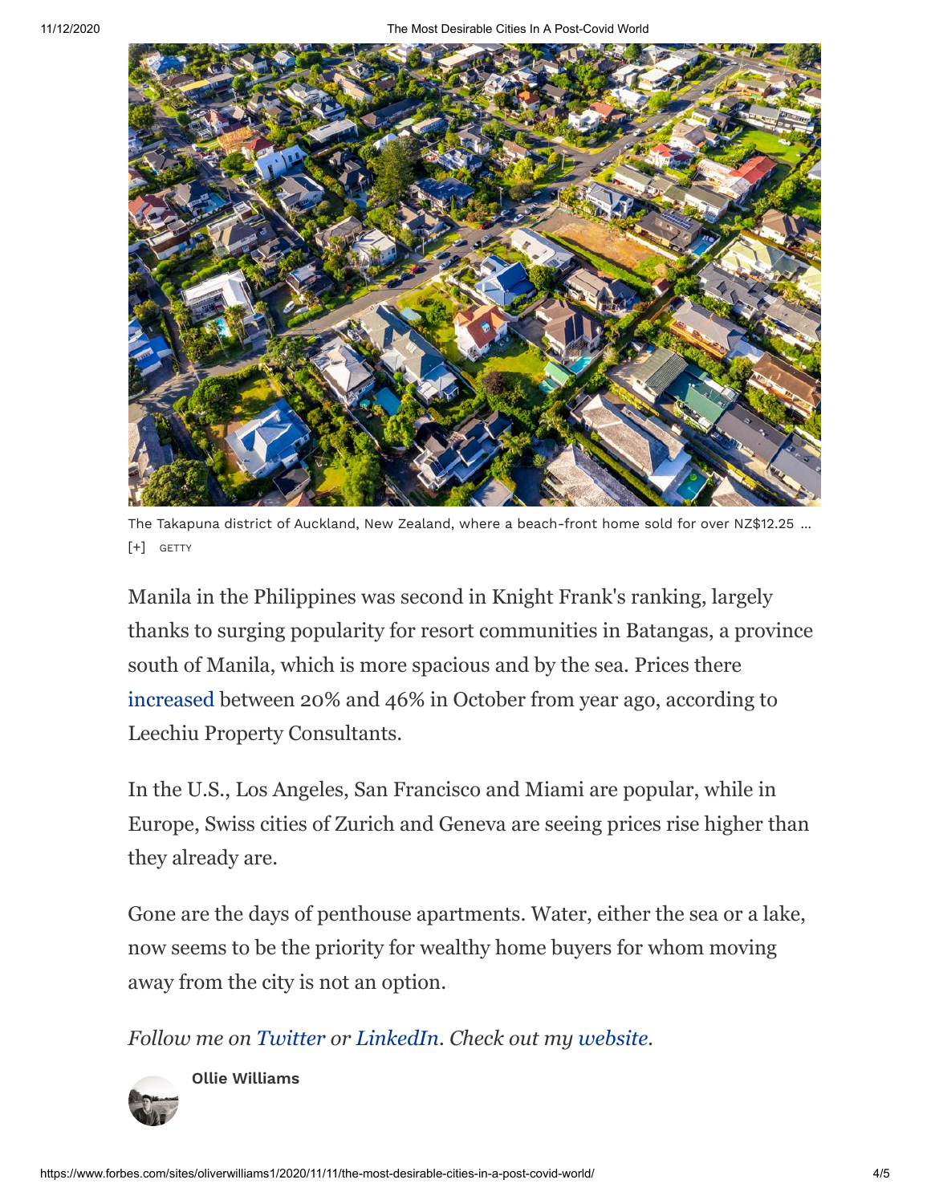The Takapuna district of Auckland, New Zealand, where a beach-front home sold for over NZ$12.25 ... [+] GETTY

Manila in the Philippines was second in Knight Frank's ranking, largely thanks to surging popularity for resort communities in Batangas, a province south of Manila, which is more spacious and by the sea. Prices there increased between 20% and 46% in October from year ago, according to Leechiu Property Consultants.

In the U.S., Los Angeles, San Francisco and Miami are popular, while in Europe, Swiss cities of Zurich and Geneva are seeing prices rise higher than they already are.

Gone are the days of penthouse apartments. Water, either the sea or a lake, now seems to be the priority for wealthy home buyers for whom moving away from the city is not an option.

*Follow me on Twitter or LinkedIn. Check out my website.*

**Ollie Williams**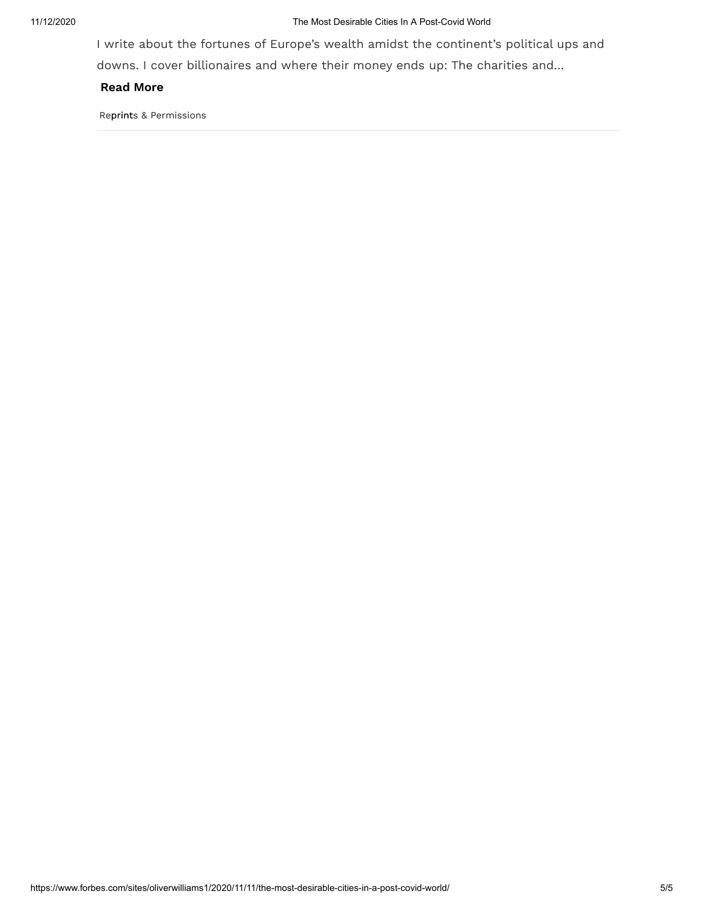I write about the fortunes of Europe's wealth amidst the continent's political ups and downs. I cover billionaires and where their money ends up: The charities and...

**Read More**

Reprints & Permissions